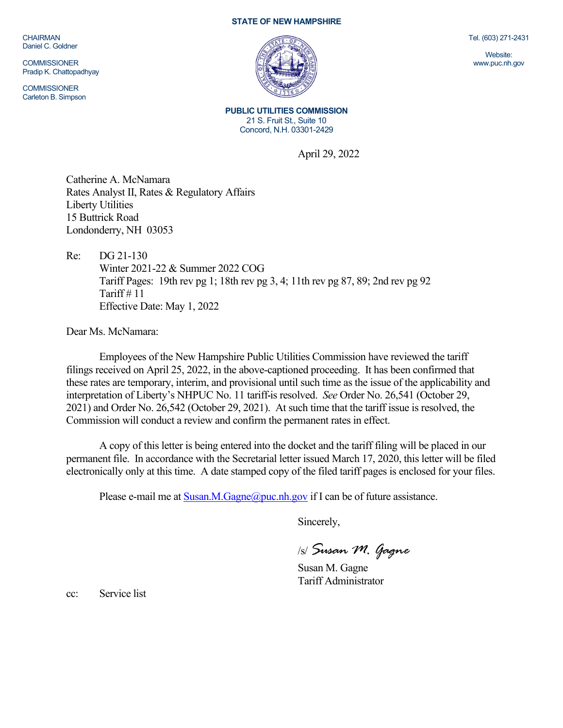CHAIRMAN
Daniel C. Goldner

COMMISSIONER
Pradip K. Chattopadhyay

COMMISSIONER
Carleton B. Simpson

**STATE OF NEW HAMPSHIRE**

**PUBLIC UTILITIES COMMISSION**
21 S. Fruit St., Suite 10
Concord, N.H. 03301-2429

Tel. (603) 271-2431

Website:
www.puc.nh.gov

April 29, 2022

Catherine A. McNamara
Rates Analyst II, Rates & Regulatory Affairs
Liberty Utilities
15 Buttrick Road
Londonderry, NH 03053

Re: DG 21-130
Winter 2021-22 & Summer 2022 COG
Tariff Pages: 19th rev pg 1; 18th rev pg 3, 4; 11th rev pg 87, 89; 2nd rev pg 92
Tariff # 11
Effective Date: May 1, 2022

Dear Ms. McNamara:

Employees of the New Hampshire Public Utilities Commission have reviewed the tariff filings received on April 25, 2022, in the above-captioned proceeding. It has been confirmed that these rates are temporary, interim, and provisional until such time as the issue of the applicability and interpretation of Liberty's NHPUC No. 11 tariff-is resolved. *See* Order No. 26,541 (October 29, 2021) and Order No. 26,542 (October 29, 2021). At such time that the tariff issue is resolved, the Commission will conduct a review and confirm the permanent rates in effect.

A copy of this letter is being entered into the docket and the tariff filing will be placed in our permanent file. In accordance with the Secretarial letter issued March 17, 2020, this letter will be filed electronically only at this time. A date stamped copy of the filed tariff pages is enclosed for your files.

Please e-mail me at Susan.M.Gagne@puc.nh.gov if I can be of future assistance.

Sincerely,

/s/ *Susan M. Gagne*

Susan M. Gagne
Tariff Administrator

cc: Service list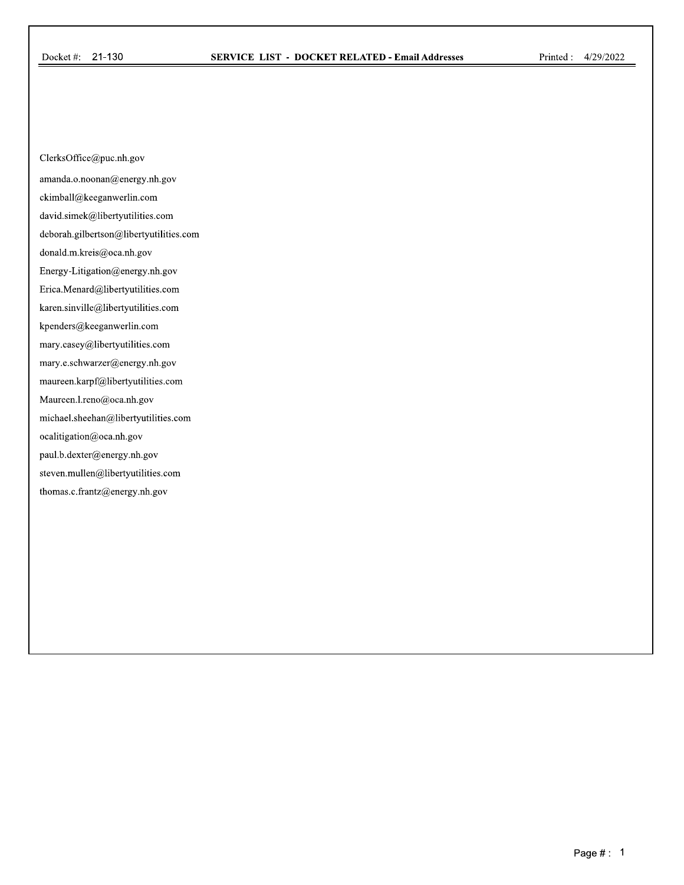Docket #: 21-130 **SERVICE LIST - DOCKET RELATED - Email Addresses** Printed : 4/29/2022

ClerksOffice@puc.nh.gov

amanda.o.noonan@energy.nh.gov

ckimball@keeganwerlin.com

david.simek@libertyutilities.com

deborah.gilbertson@libertyutilities.com

donald.m.kreis@oca.nh.gov

Energy-Litigation@energy.nh.gov

Erica.Menard@libertyutilities.com

karen.sinville@libertyutilities.com

kpenders@keeganwerlin.com

mary.casey@libertyutilities.com

mary.e.schwarzer@energy.nh.gov

maureen.karpf@libertyutilities.com

Maureen.l.reno@oca.nh.gov

michael.sheehan@libertyutilities.com

ocalitigation@oca.nh.gov

paul.b.dexter@energy.nh.gov

steven.mullen@libertyutilities.com

thomas.c.frantz@energy.nh.gov